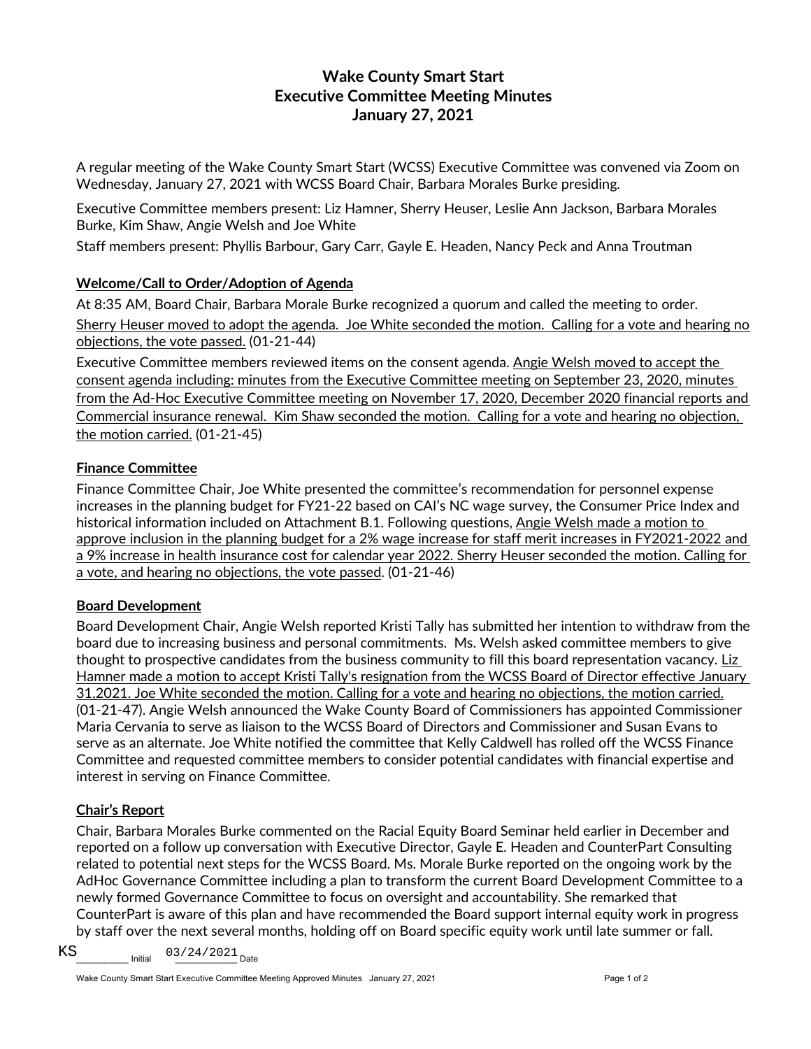# Wake County Smart Start
# Executive Committee Meeting Minutes
# January 27, 2021

A regular meeting of the Wake County Smart Start (WCSS) Executive Committee was convened via Zoom on Wednesday, January 27, 2021 with WCSS Board Chair, Barbara Morales Burke presiding.

Executive Committee members present: Liz Hamner, Sherry Heuser, Leslie Ann Jackson, Barbara Morales Burke, Kim Shaw, Angie Welsh and Joe White

Staff members present: Phyllis Barbour, Gary Carr, Gayle E. Headen, Nancy Peck and Anna Troutman

## Welcome/Call to Order/Adoption of Agenda

At 8:35 AM, Board Chair, Barbara Morale Burke recognized a quorum and called the meeting to order.

Sherry Heuser moved to adopt the agenda. Joe White seconded the motion. Calling for a vote and hearing no objections, the vote passed. (01-21-44)

Executive Committee members reviewed items on the consent agenda. Angie Welsh moved to accept the consent agenda including: minutes from the Executive Committee meeting on September 23, 2020, minutes from the Ad-Hoc Executive Committee meeting on November 17, 2020, December 2020 financial reports and Commercial insurance renewal. Kim Shaw seconded the motion. Calling for a vote and hearing no objection, the motion carried. (01-21-45)

## Finance Committee

Finance Committee Chair, Joe White presented the committee's recommendation for personnel expense increases in the planning budget for FY21-22 based on CAI's NC wage survey, the Consumer Price Index and historical information included on Attachment B.1. Following questions, Angie Welsh made a motion to approve inclusion in the planning budget for a 2% wage increase for staff merit increases in FY2021-2022 and a 9% increase in health insurance cost for calendar year 2022. Sherry Heuser seconded the motion. Calling for a vote, and hearing no objections, the vote passed. (01-21-46)

## Board Development

Board Development Chair, Angie Welsh reported Kristi Tally has submitted her intention to withdraw from the board due to increasing business and personal commitments. Ms. Welsh asked committee members to give thought to prospective candidates from the business community to fill this board representation vacancy. Liz Hamner made a motion to accept Kristi Tally's resignation from the WCSS Board of Director effective January 31,2021. Joe White seconded the motion. Calling for a vote and hearing no objections, the motion carried. (01-21-47). Angie Welsh announced the Wake County Board of Commissioners has appointed Commissioner Maria Cervania to serve as liaison to the WCSS Board of Directors and Commissioner and Susan Evans to serve as an alternate. Joe White notified the committee that Kelly Caldwell has rolled off the WCSS Finance Committee and requested committee members to consider potential candidates with financial expertise and interest in serving on Finance Committee.

## Chair's Report

Chair, Barbara Morales Burke commented on the Racial Equity Board Seminar held earlier in December and reported on a follow up conversation with Executive Director, Gayle E. Headen and CounterPart Consulting related to potential next steps for the WCSS Board. Ms. Morale Burke reported on the ongoing work by the AdHoc Governance Committee including a plan to transform the current Board Development Committee to a newly formed Governance Committee to focus on oversight and accountability. She remarked that CounterPart is aware of this plan and have recommended the Board support internal equity work in progress by staff over the next several months, holding off on Board specific equity work until late summer or fall.

KS ________ Initial 03/24/2021 Date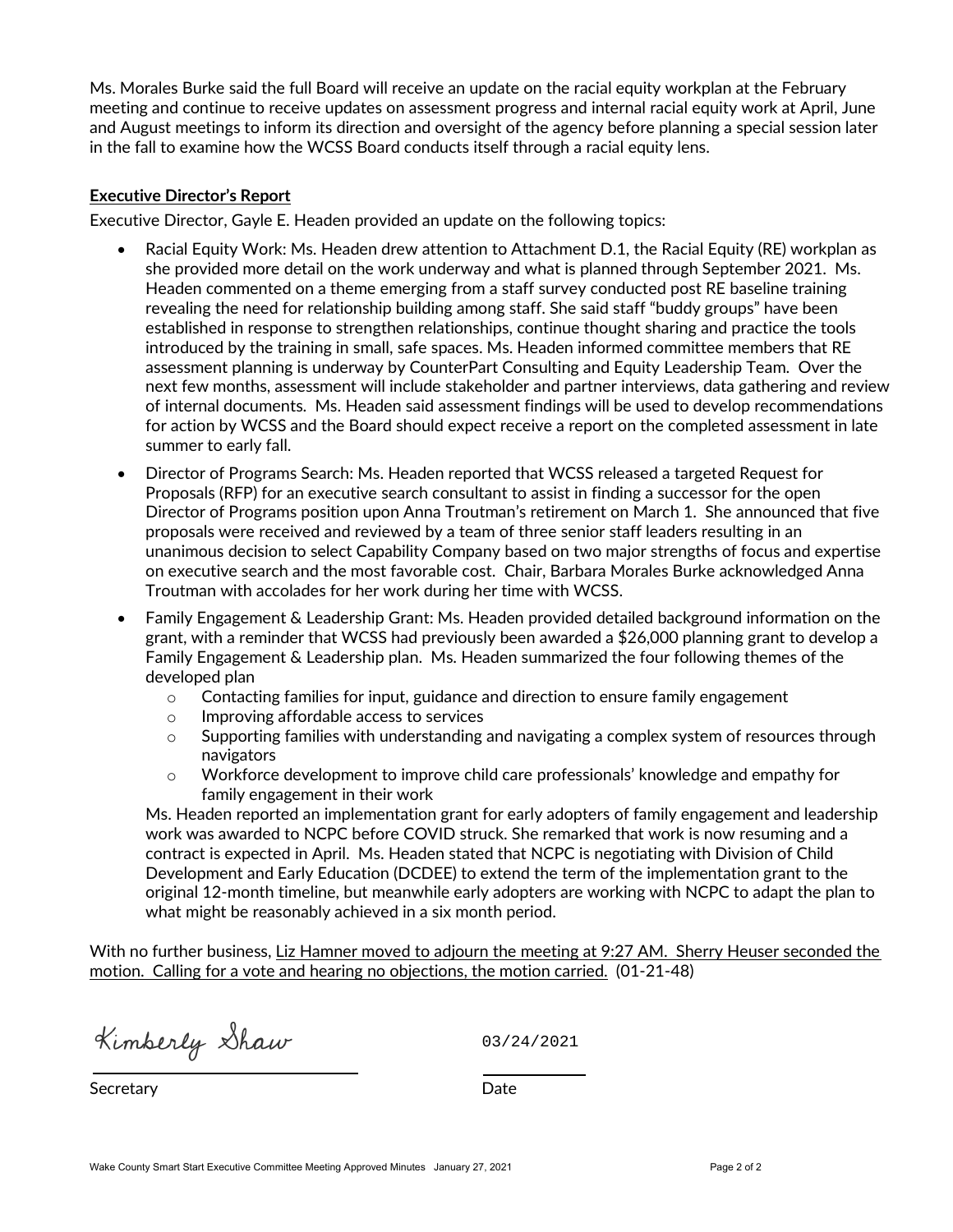Ms. Morales Burke said the full Board will receive an update on the racial equity workplan at the February meeting and continue to receive updates on assessment progress and internal racial equity work at April, June and August meetings to inform its direction and oversight of the agency before planning a special session later in the fall to examine how the WCSS Board conducts itself through a racial equity lens.

**Executive Director's Report**

Executive Director, Gayle E. Headen provided an update on the following topics:

- Racial Equity Work: Ms. Headen drew attention to Attachment D.1, the Racial Equity (RE) workplan as she provided more detail on the work underway and what is planned through September 2021. Ms. Headen commented on a theme emerging from a staff survey conducted post RE baseline training revealing the need for relationship building among staff. She said staff "buddy groups" have been established in response to strengthen relationships, continue thought sharing and practice the tools introduced by the training in small, safe spaces. Ms. Headen informed committee members that RE assessment planning is underway by CounterPart Consulting and Equity Leadership Team. Over the next few months, assessment will include stakeholder and partner interviews, data gathering and review of internal documents. Ms. Headen said assessment findings will be used to develop recommendations for action by WCSS and the Board should expect receive a report on the completed assessment in late summer to early fall.
- Director of Programs Search: Ms. Headen reported that WCSS released a targeted Request for Proposals (RFP) for an executive search consultant to assist in finding a successor for the open Director of Programs position upon Anna Troutman's retirement on March 1. She announced that five proposals were received and reviewed by a team of three senior staff leaders resulting in an unanimous decision to select Capability Company based on two major strengths of focus and expertise on executive search and the most favorable cost. Chair, Barbara Morales Burke acknowledged Anna Troutman with accolades for her work during her time with WCSS.
- Family Engagement & Leadership Grant: Ms. Headen provided detailed background information on the grant, with a reminder that WCSS had previously been awarded a $26,000 planning grant to develop a Family Engagement & Leadership plan. Ms. Headen summarized the four following themes of the developed plan
  - Contacting families for input, guidance and direction to ensure family engagement
  - Improving affordable access to services
  - Supporting families with understanding and navigating a complex system of resources through navigators
  - Workforce development to improve child care professionals' knowledge and empathy for family engagement in their work

  Ms. Headen reported an implementation grant for early adopters of family engagement and leadership work was awarded to NCPC before COVID struck. She remarked that work is now resuming and a contract is expected in April. Ms. Headen stated that NCPC is negotiating with Division of Child Development and Early Education (DCDEE) to extend the term of the implementation grant to the original 12-month timeline, but meanwhile early adopters are working with NCPC to adapt the plan to what might be reasonably achieved in a six month period.

With no further business, Liz Hamner moved to adjourn the meeting at 9:27 AM. Sherry Heuser seconded the motion. Calling for a vote and hearing no objections, the motion carried. (01-21-48)

Kimberly Shaw

Secretary

03/24/2021

Date